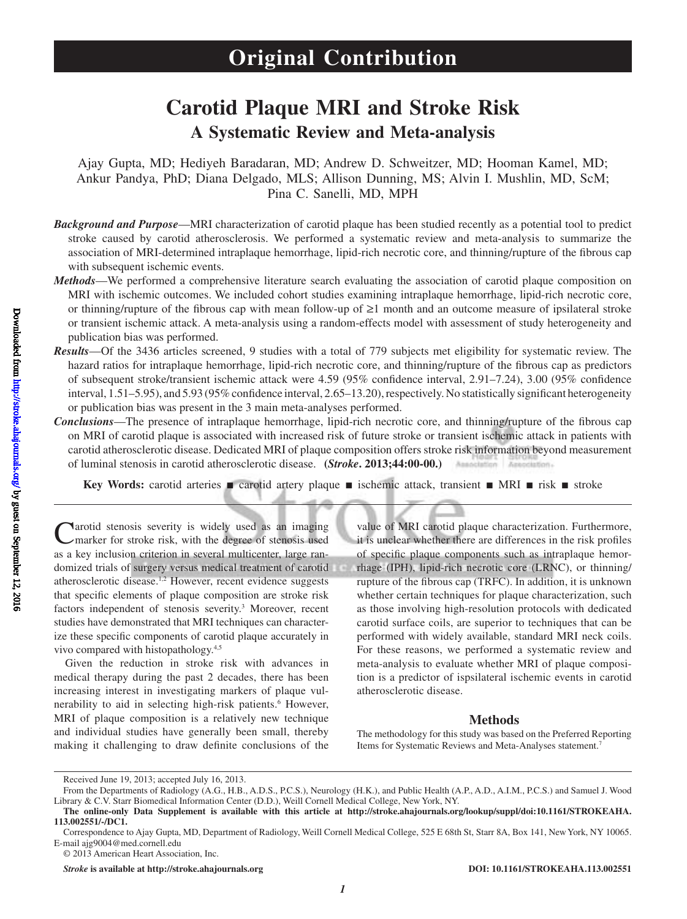# Original Contribution

# Carotid Plaque MRI and Stroke Risk

## A Systematic Review and Meta-analysis

Ajay Gupta, MD; Hediyeh Baradaran, MD; Andrew D. Schweitzer, MD; Hooman Kamel, MD; Ankur Pandya, PhD; Diana Delgado, MLS; Allison Dunning, MS; Alvin I. Mushlin, MD, ScM; Pina C. Sanelli, MD, MPH

***Background and Purpose*****—**MRI characterization of carotid plaque has been studied recently as a potential tool to predict stroke caused by carotid atherosclerosis. We performed a systematic review and meta-analysis to summarize the association of MRI-determined intraplaque hemorrhage, lipid-rich necrotic core, and thinning/rupture of the fibrous cap with subsequent ischemic events.

***Methods*****—**We performed a comprehensive literature search evaluating the association of carotid plaque composition on MRI with ischemic outcomes. We included cohort studies examining intraplaque hemorrhage, lipid-rich necrotic core, or thinning/rupture of the fibrous cap with mean follow-up of ≥1 month and an outcome measure of ipsilateral stroke or transient ischemic attack. A meta-analysis using a random-effects model with assessment of study heterogeneity and publication bias was performed.

***Results*****—**Of the 3436 articles screened, 9 studies with a total of 779 subjects met eligibility for systematic review. The hazard ratios for intraplaque hemorrhage, lipid-rich necrotic core, and thinning/rupture of the fibrous cap as predictors of subsequent stroke/transient ischemic attack were 4.59 (95% confidence interval, 2.91–7.24), 3.00 (95% confidence interval, 1.51–5.95), and 5.93 (95% confidence interval, 2.65–13.20), respectively. No statistically significant heterogeneity or publication bias was present in the 3 main meta-analyses performed.

***Conclusions*****—**The presence of intraplaque hemorrhage, lipid-rich necrotic core, and thinning/rupture of the fibrous cap on MRI of carotid plaque is associated with increased risk of future stroke or transient ischemic attack in patients with carotid atherosclerotic disease. Dedicated MRI of plaque composition offers stroke risk information beyond measurement of luminal stenosis in carotid atherosclerotic disease. **(*Stroke*. 2013;44:00-00.)**

**Key Words:** carotid arteries ■ carotid artery plaque ■ ischemic attack, transient ■ MRI ■ risk ■ stroke

Carotid stenosis severity is widely used as an imaging marker for stroke risk, with the degree of stenosis used as a key inclusion criterion in several multicenter, large randomized trials of surgery versus medical treatment of carotid atherosclerotic disease.[1,2] However, recent evidence suggests that specific elements of plaque composition are stroke risk factors independent of stenosis severity.[3] Moreover, recent studies have demonstrated that MRI techniques can characterize these specific components of carotid plaque accurately in vivo compared with histopathology.[4,5]

Given the reduction in stroke risk with advances in medical therapy during the past 2 decades, there has been increasing interest in investigating markers of plaque vulnerability to aid in selecting high-risk patients.[6] However, MRI of plaque composition is a relatively new technique and individual studies have generally been small, thereby making it challenging to draw definite conclusions of the value of MRI carotid plaque characterization. Furthermore, it is unclear whether there are differences in the risk profiles of specific plaque components such as intraplaque hemorrhage (IPH), lipid-rich necrotic core (LRNC), or thinning/rupture of the fibrous cap (TRFC). In addition, it is unknown whether certain techniques for plaque characterization, such as those involving high-resolution protocols with dedicated carotid surface coils, are superior to techniques that can be performed with widely available, standard MRI neck coils. For these reasons, we performed a systematic review and meta-analysis to evaluate whether MRI of plaque composition is a predictor of ispsilateral ischemic events in carotid atherosclerotic disease.

## Methods

The methodology for this study was based on the Preferred Reporting Items for Systematic Reviews and Meta-Analyses statement.[7]

Received June 19, 2013; accepted July 16, 2013.

From the Departments of Radiology (A.G., H.B., A.D.S., P.C.S.), Neurology (H.K.), and Public Health (A.P., A.D., A.I.M., P.C.S.) and Samuel J. Wood Library & C.V. Starr Biomedical Information Center (D.D.), Weill Cornell Medical College, New York, NY.

**The online-only Data Supplement is available with this article at http://stroke.ahajournals.org/lookup/suppl/doi:10.1161/STROKEAHA.113.002551/-/DC1.**

Correspondence to Ajay Gupta, MD, Department of Radiology, Weill Cornell Medical College, 525 E 68th St, Starr 8A, Box 141, New York, NY 10065. E-mail ajg9004@med.cornell.edu

© 2013 American Heart Association, Inc.

*Stroke* **is available at http://stroke.ahajournals.org** **DOI: 10.1161/STROKEAHA.113.002551**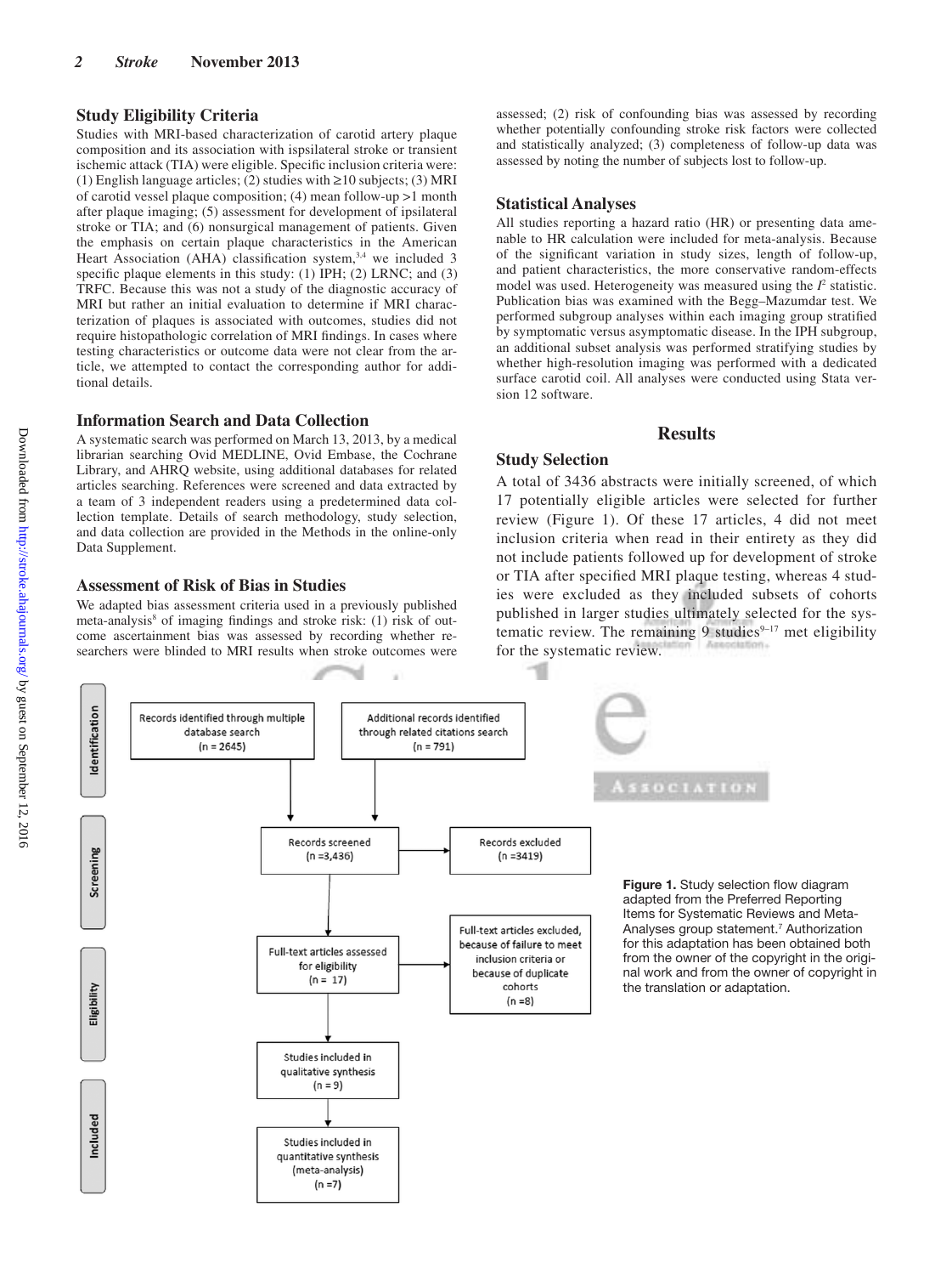## Study Eligibility Criteria

Studies with MRI-based characterization of carotid artery plaque composition and its association with ispsilateral stroke or transient ischemic attack (TIA) were eligible. Specific inclusion criteria were: (1) English language articles; (2) studies with ≥10 subjects; (3) MRI of carotid vessel plaque composition; (4) mean follow-up >1 month after plaque imaging; (5) assessment for development of ipsilateral stroke or TIA; and (6) nonsurgical management of patients. Given the emphasis on certain plaque characteristics in the American Heart Association (AHA) classification system,[3,4] we included 3 specific plaque elements in this study: (1) IPH; (2) LRNC; and (3) TRFC. Because this was not a study of the diagnostic accuracy of MRI but rather an initial evaluation to determine if MRI characterization of plaques is associated with outcomes, studies did not require histopathologic correlation of MRI findings. In cases where testing characteristics or outcome data were not clear from the article, we attempted to contact the corresponding author for additional details.

## Information Search and Data Collection

A systematic search was performed on March 13, 2013, by a medical librarian searching Ovid MEDLINE, Ovid Embase, the Cochrane Library, and AHRQ website, using additional databases for related articles searching. References were screened and data extracted by a team of 3 independent readers using a predetermined data collection template. Details of search methodology, study selection, and data collection are provided in the Methods in the online-only Data Supplement.

## Assessment of Risk of Bias in Studies

We adapted bias assessment criteria used in a previously published meta-analysis[8] of imaging findings and stroke risk: (1) risk of outcome ascertainment bias was assessed by recording whether researchers were blinded to MRI results when stroke outcomes were assessed; (2) risk of confounding bias was assessed by recording whether potentially confounding stroke risk factors were collected and statistically analyzed; (3) completeness of follow-up data was assessed by noting the number of subjects lost to follow-up.

## Statistical Analyses

All studies reporting a hazard ratio (HR) or presenting data amenable to HR calculation were included for meta-analysis. Because of the significant variation in study sizes, length of follow-up, and patient characteristics, the more conservative random-effects model was used. Heterogeneity was measured using the $I^2$ statistic. Publication bias was examined with the Begg–Mazumdar test. We performed subgroup analyses within each imaging group stratified by symptomatic versus asymptomatic disease. In the IPH subgroup, an additional subset analysis was performed stratifying studies by whether high-resolution imaging was performed with a dedicated surface carotid coil. All analyses were conducted using Stata version 12 software.

# Results

## Study Selection

A total of 3436 abstracts were initially screened, of which 17 potentially eligible articles were selected for further review (Figure 1). Of these 17 articles, 4 did not meet inclusion criteria when read in their entirety as they did not include patients followed up for development of stroke or TIA after specified MRI plaque testing, whereas 4 studies were excluded as they included subsets of cohorts published in larger studies ultimately selected for the systematic review. The remaining 9 studies[9–17] met eligibility for the systematic review.

Identification: Records identified through multiple database search (n = 2645); Additional records identified through related citations search (n = 791)

Screening: Records screened (n =3,436) → Records excluded (n =3419)

Eligibility: Full-text articles assessed for eligibility (n = 17) → Full-text articles excluded, because of failure to meet inclusion criteria or because of duplicate cohorts (n =8)

Included: Studies included in qualitative synthesis (n = 9) → Studies included in quantitative synthesis (meta-analysis) (n =7)

**Figure 1.** Study selection flow diagram adapted from the Preferred Reporting Items for Systematic Reviews and Meta-Analyses group statement.[7] Authorization for this adaptation has been obtained both from the owner of the copyright in the original work and from the owner of copyright in the translation or adaptation.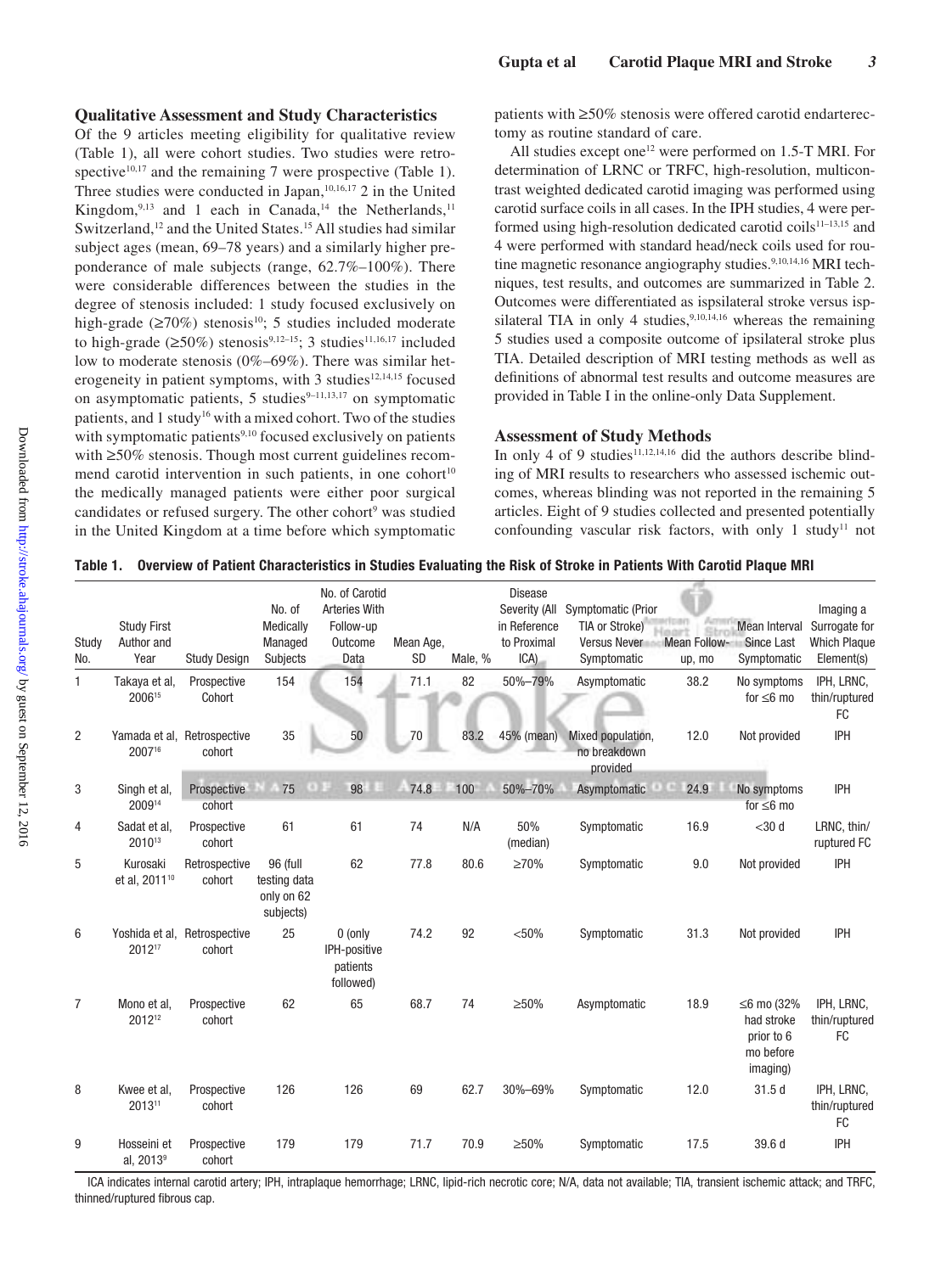### Qualitative Assessment and Study Characteristics

Of the 9 articles meeting eligibility for qualitative review (Table 1), all were cohort studies. Two studies were retrospective[10,17] and the remaining 7 were prospective (Table 1). Three studies were conducted in Japan,[10,16,17] 2 in the United Kingdom,[9,13] and 1 each in Canada,[14] the Netherlands,[11] Switzerland,[12] and the United States.[15] All studies had similar subject ages (mean, 69–78 years) and a similarly higher preponderance of male subjects (range, 62.7%–100%). There were considerable differences between the studies in the degree of stenosis included: 1 study focused exclusively on high-grade (≥70%) stenosis[10]; 5 studies included moderate to high-grade (≥50%) stenosis[9,12–15]; 3 studies[11,16,17] included low to moderate stenosis (0%–69%). There was similar heterogeneity in patient symptoms, with 3 studies[12,14,15] focused on asymptomatic patients, 5 studies[9–11,13,17] on symptomatic patients, and 1 study[16] with a mixed cohort. Two of the studies with symptomatic patients[9,10] focused exclusively on patients with ≥50% stenosis. Though most current guidelines recommend carotid intervention in such patients, in one cohort[10] the medically managed patients were either poor surgical candidates or refused surgery. The other cohort[9] was studied in the United Kingdom at a time before which symptomatic patients with ≥50% stenosis were offered carotid endarterectomy as routine standard of care.

All studies except one[12] were performed on 1.5-T MRI. For determination of LRNC or TRFC, high-resolution, multicontrast weighted dedicated carotid imaging was performed using carotid surface coils in all cases. In the IPH studies, 4 were performed using high-resolution dedicated carotid coils[11–13,15] and 4 were performed with standard head/neck coils used for routine magnetic resonance angiography studies.[9,10,14,16] MRI techniques, test results, and outcomes are summarized in Table 2. Outcomes were differentiated as ispsilateral stroke versus ipsilateral TIA in only 4 studies,[9,10,14,16] whereas the remaining 5 studies used a composite outcome of ipsilateral stroke plus TIA. Detailed description of MRI testing methods as well as definitions of abnormal test results and outcome measures are provided in Table I in the online-only Data Supplement.

### Assessment of Study Methods

In only 4 of 9 studies[11,12,14,16] did the authors describe blinding of MRI results to researchers who assessed ischemic outcomes, whereas blinding was not reported in the remaining 5 articles. Eight of 9 studies collected and presented potentially confounding vascular risk factors, with only 1 study[11] not

**Table 1. Overview of Patient Characteristics in Studies Evaluating the Risk of Stroke in Patients With Carotid Plaque MRI**

| Study No. | Study First Author and Year | Study Design | No. of Medically Managed Subjects | No. of Carotid Arteries With Follow-up Outcome Data | Mean Age, SD | Male, % | Disease Severity (All in Reference to Proximal ICA) | Symptomatic (Prior TIA or Stroke) Versus Never Symptomatic | Mean Follow-up, mo | Mean Interval Since Last Symptomatic | Imaging a Surrogate for Which Plaque Element(s) |
|---|---|---|---|---|---|---|---|---|---|---|---|
| 1 | Takaya et al, 2006[15] | Prospective Cohort | 154 | 154 | 71.1 | 82 | 50%–79% | Asymptomatic | 38.2 | No symptoms for ≤6 mo | IPH, LRNC, thin/ruptured FC |
| 2 | Yamada et al, 2007[16] | Retrospective cohort | 35 | 50 | 70 | 83.2 | 45% (mean) | Mixed population, no breakdown provided | 12.0 | Not provided | IPH |
| 3 | Singh et al, 2009[14] | Prospective cohort | 75 | 98 | 74.8 | 100 | 50%–70% | Asymptomatic | 24.9 | No symptoms for ≤6 mo | IPH |
| 4 | Sadat et al, 2010[13] | Prospective cohort | 61 | 61 | 74 | N/A | 50% (median) | Symptomatic | 16.9 | <30 d | LRNC, thin/ruptured FC |
| 5 | Kurosaki et al, 2011[10] | Retrospective cohort | 96 (full testing data only on 62 subjects) | 62 | 77.8 | 80.6 | ≥70% | Symptomatic | 9.0 | Not provided | IPH |
| 6 | Yoshida et al, 2012[17] | Retrospective cohort | 25 | 0 (only IPH-positive patients followed) | 74.2 | 92 | <50% | Symptomatic | 31.3 | Not provided | IPH |
| 7 | Mono et al, 2012[12] | Prospective cohort | 62 | 65 | 68.7 | 74 | ≥50% | Asymptomatic | 18.9 | ≤6 mo (32% had stroke prior to 6 mo before imaging) | IPH, LRNC, thin/ruptured FC |
| 8 | Kwee et al, 2013[11] | Prospective cohort | 126 | 126 | 69 | 62.7 | 30%–69% | Symptomatic | 12.0 | 31.5 d | IPH, LRNC, thin/ruptured FC |
| 9 | Hosseini et al, 2013[9] | Prospective cohort | 179 | 179 | 71.7 | 70.9 | ≥50% | Symptomatic | 17.5 | 39.6 d | IPH |

ICA indicates internal carotid artery; IPH, intraplaque hemorrhage; LRNC, lipid-rich necrotic core; N/A, data not available; TIA, transient ischemic attack; and TRFC, thinned/ruptured fibrous cap.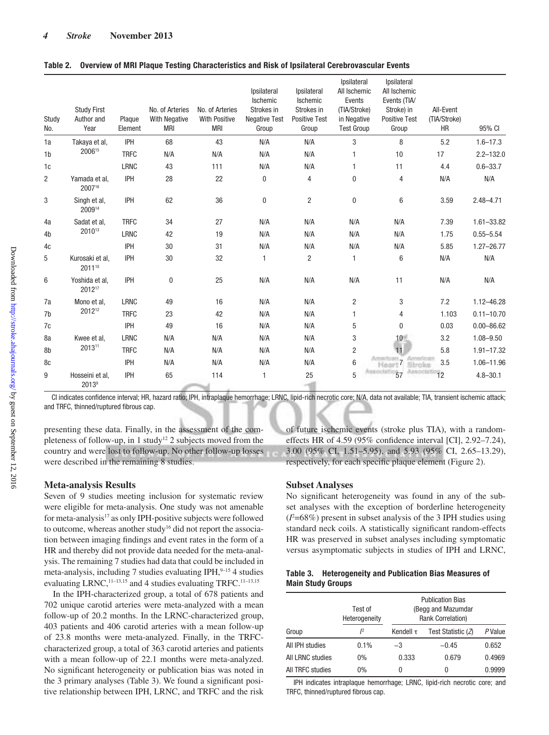**Table 2. Overview of MRI Plaque Testing Characteristics and Risk of Ipsilateral Cerebrovascular Events**

| Study No. | Study First Author and Year | Plaque Element | No. of Arteries With Negative MRI | No. of Arteries With Positive MRI | Ipsilateral Ischemic Strokes in Negative Test Group | Ipsilateral Ischemic Strokes in Positive Test Group | Ipsilateral All Ischemic Events (TIA/Stroke) in Negative Test Group | Ipsilateral All Ischemic Events (TIA/Stroke) in Positive Test Group | All-Event (TIA/Stroke) HR | 95% CI |
|---|---|---|---|---|---|---|---|---|---|---|
| 1a | Takaya et al, 2006[15] | IPH | 68 | 43 | N/A | N/A | 3 | 8 | 5.2 | 1.6–17.3 |
| 1b | | TRFC | N/A | N/A | N/A | N/A | 1 | 10 | 17 | 2.2–132.0 |
| 1c | | LRNC | 43 | 111 | N/A | N/A | 1 | 11 | 4.4 | 0.6–33.7 |
| 2 | Yamada et al, 2007[16] | IPH | 28 | 22 | 0 | 4 | 0 | 4 | N/A | N/A |
| 3 | Singh et al, 2009[14] | IPH | 62 | 36 | 0 | 2 | 0 | 6 | 3.59 | 2.48–4.71 |
| 4a | Sadat et al, 2010[13] | TRFC | 34 | 27 | N/A | N/A | N/A | N/A | 7.39 | 1.61–33.82 |
| 4b | | LRNC | 42 | 19 | N/A | N/A | N/A | N/A | 1.75 | 0.55–5.54 |
| 4c | | IPH | 30 | 31 | N/A | N/A | N/A | N/A | 5.85 | 1.27–26.77 |
| 5 | Kurosaki et al, 2011[10] | IPH | 30 | 32 | 1 | 2 | 1 | 6 | N/A | N/A |
| 6 | Yoshida et al, 2012[17] | IPH | 0 | 25 | N/A | N/A | N/A | 11 | N/A | N/A |
| 7a | Mono et al, 2012[12] | LRNC | 49 | 16 | N/A | N/A | 2 | 3 | 7.2 | 1.12–46.28 |
| 7b | | TRFC | 23 | 42 | N/A | N/A | 1 | 4 | 1.103 | 0.11–10.70 |
| 7c | | IPH | 49 | 16 | N/A | N/A | 5 | 0 | 0.03 | 0.00–86.62 |
| 8a | Kwee et al, 2013[11] | LRNC | N/A | N/A | N/A | N/A | 3 | 10 | 3.2 | 1.08–9.50 |
| 8b | | TRFC | N/A | N/A | N/A | N/A | 2 | 11 | 5.8 | 1.91–17.32 |
| 8c | | IPH | N/A | N/A | N/A | N/A | 6 | 7 | 3.5 | 1.06–11.96 |
| 9 | Hosseini et al, 2013[9] | IPH | 65 | 114 | 1 | 25 | 5 | 57 | 12 | 4.8–30.1 |

CI indicates confidence interval; HR, hazard ratio; IPH, intraplaque hemorrhage; LRNC, lipid-rich necrotic core; N/A, data not available; TIA, transient ischemic attack; and TRFC, thinned/ruptured fibrous cap.

presenting these data. Finally, in the assessment of the completeness of follow-up, in 1 study[12] 2 subjects moved from the country and were lost to follow-up. No other follow-up losses were described in the remaining 8 studies.

### Meta-analysis Results

Seven of 9 studies meeting inclusion for systematic review were eligible for meta-analysis. One study was not amenable for meta-analysis[17] as only IPH-positive subjects were followed to outcome, whereas another study[16] did not report the association between imaging findings and event rates in the form of a HR and thereby did not provide data needed for the meta-analysis. The remaining 7 studies had data that could be included in meta-analysis, including 7 studies evaluating IPH,[9–15] 4 studies evaluating LRNC,[11–13,15] and 4 studies evaluating TRFC.[11–13,15]

In the IPH-characterized group, a total of 678 patients and 702 unique carotid arteries were meta-analyzed with a mean follow-up of 20.2 months. In the LRNC-characterized group, 403 patients and 406 carotid arteries with a mean follow-up of 23.8 months were meta-analyzed. Finally, in the TRFC-characterized group, a total of 363 carotid arteries and patients with a mean follow-up of 22.1 months were meta-analyzed. No significant heterogeneity or publication bias was noted in the 3 primary analyses (Table 3). We found a significant positive relationship between IPH, LRNC, and TRFC and the risk of future ischemic events (stroke plus TIA), with a random-effects HR of 4.59 (95% confidence interval [CI], 2.92–7.24), 3.00 (95% CI, 1.51–5.95), and 5.93 (95% CI, 2.65–13.29), respectively, for each specific plaque element (Figure 2).

### Subset Analyses

No significant heterogeneity was found in any of the subset analyses with the exception of borderline heterogeneity ($I^2$=68%) present in subset analysis of the 3 IPH studies using standard neck coils. A statistically significant random-effects HR was preserved in subset analyses including symptomatic versus asymptomatic subjects in studies of IPH and LRNC,

**Table 3. Heterogeneity and Publication Bias Measures of Main Study Groups**

| Group | Test of Heterogeneity | Publication Bias (Begg and Mazumdar Rank Correlation) | | |
|---|---|---|---|---|
| | $I^2$ | Kendell τ | Test Statistic (Z) | P Value |
| All IPH studies | 0.1% | −3 | −0.45 | 0.652 |
| All LRNC studies | 0% | 0.333 | 0.679 | 0.4969 |
| All TRFC studies | 0% | 0 | 0 | 0.9999 |

IPH indicates intraplaque hemorrhage; LRNC, lipid-rich necrotic core; and TRFC, thinned/ruptured fibrous cap.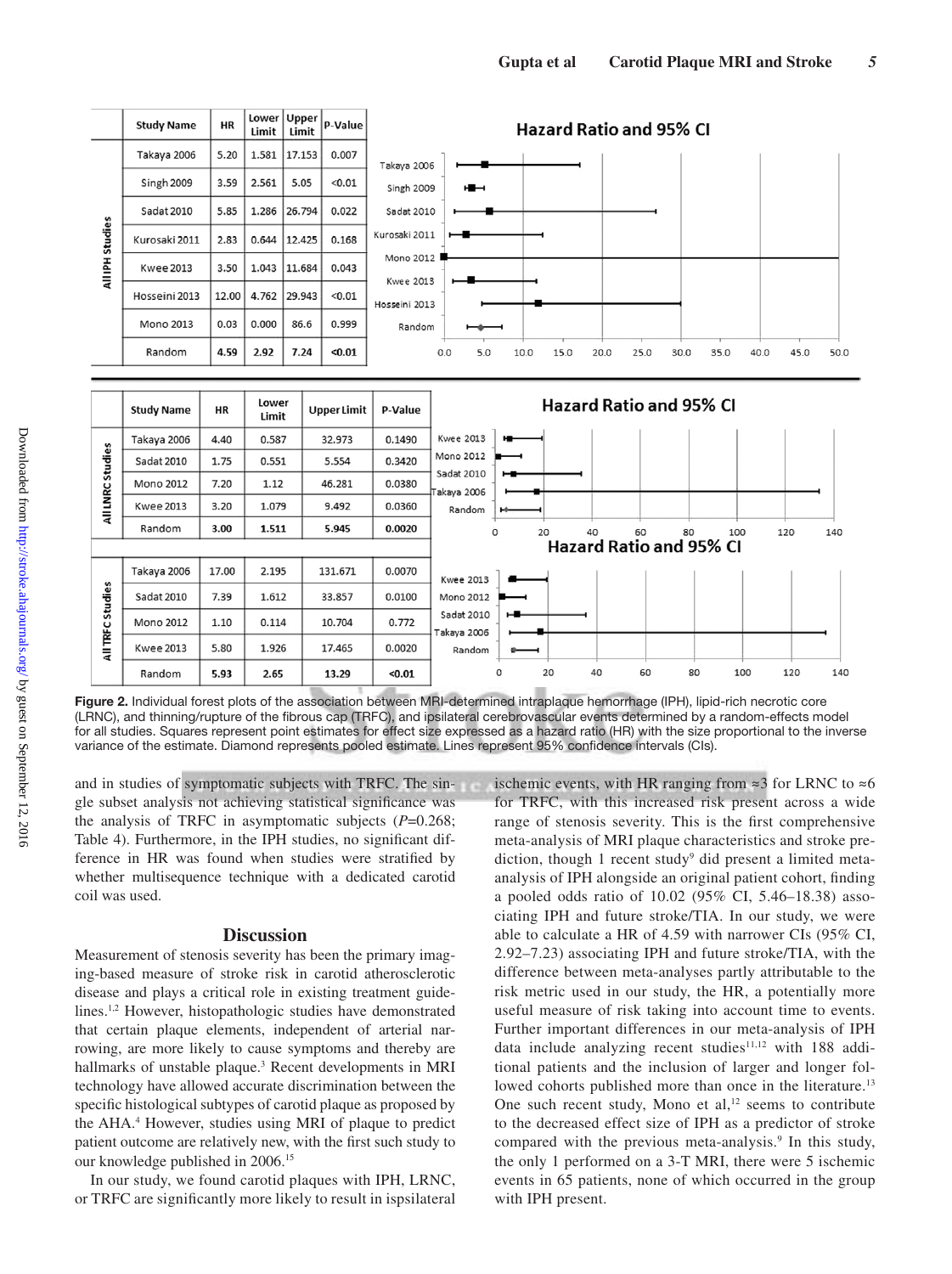| | Study Name | HR | Lower Limit | Upper Limit | P-Value |
|---|---|---|---|---|---|
| All IPH Studies | Takaya 2006 | 5.20 | 1.581 | 17.153 | 0.007 |
| | Singh 2009 | 3.59 | 2.561 | 5.05 | <0.01 |
| | Sadat 2010 | 5.85 | 1.286 | 26.794 | 0.022 |
| | Kurosaki 2011 | 2.83 | 0.644 | 12.425 | 0.168 |
| | Kwee 2013 | 3.50 | 1.043 | 11.684 | 0.043 |
| | Hosseini 2013 | 12.00 | 4.762 | 29.943 | <0.01 |
| | Mono 2013 | 0.03 | 0.000 | 86.6 | 0.999 |
| | Random | **4.59** | **2.92** | **7.24** | **<0.01** |

| | Study Name | HR | Lower Limit | Upper Limit | P-Value |
|---|---|---|---|---|---|
| All LNRC Studies | Takaya 2006 | 4.40 | 0.587 | 32.973 | 0.1490 |
| | Sadat 2010 | 1.75 | 0.551 | 5.554 | 0.3420 |
| | Mono 2012 | 7.20 | 1.12 | 46.281 | 0.0380 |
| | Kwee 2013 | 3.20 | 1.079 | 9.492 | 0.0360 |
| | Random | **3.00** | **1.511** | **5.945** | **0.0020** |
| All TRFC Studies | Takaya 2006 | 17.00 | 2.195 | 131.671 | 0.0070 |
| | Sadat 2010 | 7.39 | 1.612 | 33.857 | 0.0100 |
| | Mono 2012 | 1.10 | 0.114 | 10.704 | 0.772 |
| | Kwee 2013 | 5.80 | 1.926 | 17.465 | 0.0020 |
| | Random | **5.93** | **2.65** | **13.29** | **<0.01** |

**Figure 2.** Individual forest plots of the association between MRI-determined intraplaque hemorrhage (IPH), lipid-rich necrotic core (LRNC), and thinning/rupture of the fibrous cap (TRFC), and ipsilateral cerebrovascular events determined by a random-effects model for all studies. Squares represent point estimates for effect size expressed as a hazard ratio (HR) with the size proportional to the inverse variance of the estimate. Diamond represents pooled estimate. Lines represent 95% confidence intervals (CIs).

and in studies of symptomatic subjects with TRFC. The single subset analysis not achieving statistical significance was the analysis of TRFC in asymptomatic subjects ($P$=0.268; Table 4). Furthermore, in the IPH studies, no significant difference in HR was found when studies were stratified by whether multisequence technique with a dedicated carotid coil was used.

## Discussion

Measurement of stenosis severity has been the primary imaging-based measure of stroke risk in carotid atherosclerotic disease and plays a critical role in existing treatment guidelines.[1,2] However, histopathologic studies have demonstrated that certain plaque elements, independent of arterial narrowing, are more likely to cause symptoms and thereby are hallmarks of unstable plaque.[3] Recent developments in MRI technology have allowed accurate discrimination between the specific histological subtypes of carotid plaque as proposed by the AHA.[4] However, studies using MRI of plaque to predict patient outcome are relatively new, with the first such study to our knowledge published in 2006.[15]

In our study, we found carotid plaques with IPH, LRNC, or TRFC are significantly more likely to result in ispsilateral ischemic events, with HR ranging from ≈3 for LRNC to ≈6 for TRFC, with this increased risk present across a wide range of stenosis severity. This is the first comprehensive meta-analysis of MRI plaque characteristics and stroke prediction, though 1 recent study[9] did present a limited meta-analysis of IPH alongside an original patient cohort, finding a pooled odds ratio of 10.02 (95% CI, 5.46–18.38) associating IPH and future stroke/TIA. In our study, we were able to calculate a HR of 4.59 with narrower CIs (95% CI, 2.92–7.23) associating IPH and future stroke/TIA, with the difference between meta-analyses partly attributable to the risk metric used in our study, the HR, a potentially more useful measure of risk taking into account time to events. Further important differences in our meta-analysis of IPH data include analyzing recent studies[11,12] with 188 additional patients and the inclusion of larger and longer followed cohorts published more than once in the literature.[13] One such recent study, Mono et al,[12] seems to contribute to the decreased effect size of IPH as a predictor of stroke compared with the previous meta-analysis.[9] In this study, the only 1 performed on a 3-T MRI, there were 5 ischemic events in 65 patients, none of which occurred in the group with IPH present.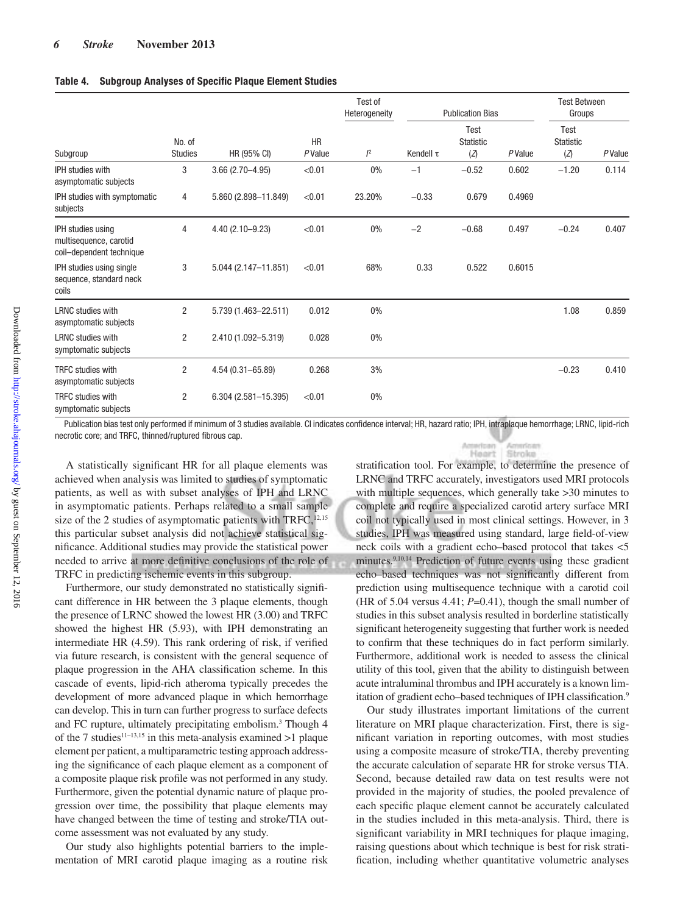**Table 4. Subgroup Analyses of Specific Plaque Element Studies**

| | | | | Test of Heterogeneity | Publication Bias | | | Test Between Groups | |
|---|---|---|---|---|---|---|---|---|---|
| Subgroup | No. of Studies | HR (95% CI) | HR *P* Value | $I^2$ | Kendell τ | Test Statistic (*Z*) | *P* Value | Test Statistic (*Z*) | *P* Value |
| IPH studies with asymptomatic subjects | 3 | 3.66 (2.70–4.95) | <0.01 | 0% | −1 | −0.52 | 0.602 | −1.20 | 0.114 |
| IPH studies with symptomatic subjects | 4 | 5.860 (2.898–11.849) | <0.01 | 23.20% | −0.33 | 0.679 | 0.4969 | | |
| IPH studies using multisequence, carotid coil–dependent technique | 4 | 4.40 (2.10–9.23) | <0.01 | 0% | −2 | −0.68 | 0.497 | −0.24 | 0.407 |
| IPH studies using single sequence, standard neck coils | 3 | 5.044 (2.147–11.851) | <0.01 | 68% | 0.33 | 0.522 | 0.6015 | | |
| LRNC studies with asymptomatic subjects | 2 | 5.739 (1.463–22.511) | 0.012 | 0% | | | | 1.08 | 0.859 |
| LRNC studies with symptomatic subjects | 2 | 2.410 (1.092–5.319) | 0.028 | 0% | | | | | |
| TRFC studies with asymptomatic subjects | 2 | 4.54 (0.31–65.89) | 0.268 | 3% | | | | −0.23 | 0.410 |
| TRFC studies with symptomatic subjects | 2 | 6.304 (2.581–15.395) | <0.01 | 0% | | | | | |

Publication bias test only performed if minimum of 3 studies available. CI indicates confidence interval; HR, hazard ratio; IPH, intraplaque hemorrhage; LRNC, lipid-rich necrotic core; and TRFC, thinned/ruptured fibrous cap.

A statistically significant HR for all plaque elements was achieved when analysis was limited to studies of symptomatic patients, as well as with subset analyses of IPH and LRNC in asymptomatic patients. Perhaps related to a small sample size of the 2 studies of asymptomatic patients with TRFC,[12,15] this particular subset analysis did not achieve statistical significance. Additional studies may provide the statistical power needed to arrive at more definitive conclusions of the role of TRFC in predicting ischemic events in this subgroup.

Furthermore, our study demonstrated no statistically significant difference in HR between the 3 plaque elements, though the presence of LRNC showed the lowest HR (3.00) and TRFC showed the highest HR (5.93), with IPH demonstrating an intermediate HR (4.59). This rank ordering of risk, if verified via future research, is consistent with the general sequence of plaque progression in the AHA classification scheme. In this cascade of events, lipid-rich atheroma typically precedes the development of more advanced plaque in which hemorrhage can develop. This in turn can further progress to surface defects and FC rupture, ultimately precipitating embolism.[3] Though 4 of the 7 studies[11–13,15] in this meta-analysis examined >1 plaque element per patient, a multiparametric testing approach addressing the significance of each plaque element as a component of a composite plaque risk profile was not performed in any study. Furthermore, given the potential dynamic nature of plaque progression over time, the possibility that plaque elements may have changed between the time of testing and stroke/TIA outcome assessment was not evaluated by any study.

Our study also highlights potential barriers to the implementation of MRI carotid plaque imaging as a routine risk stratification tool. For example, to determine the presence of LRNC and TRFC accurately, investigators used MRI protocols with multiple sequences, which generally take >30 minutes to complete and require a specialized carotid artery surface MRI coil not typically used in most clinical settings. However, in 3 studies, IPH was measured using standard, large field-of-view neck coils with a gradient echo–based protocol that takes <5 minutes.[9,10,14] Prediction of future events using these gradient echo–based techniques was not significantly different from prediction using multisequence technique with a carotid coil (HR of 5.04 versus 4.41; *P*=0.41), though the small number of studies in this subset analysis resulted in borderline statistically significant heterogeneity suggesting that further work is needed to confirm that these techniques do in fact perform similarly. Furthermore, additional work is needed to assess the clinical utility of this tool, given that the ability to distinguish between acute intraluminal thrombus and IPH accurately is a known limitation of gradient echo–based techniques of IPH classification.[9]

Our study illustrates important limitations of the current literature on MRI plaque characterization. First, there is significant variation in reporting outcomes, with most studies using a composite measure of stroke/TIA, thereby preventing the accurate calculation of separate HR for stroke versus TIA. Second, because detailed raw data on test results were not provided in the majority of studies, the pooled prevalence of each specific plaque element cannot be accurately calculated in the studies included in this meta-analysis. Third, there is significant variability in MRI techniques for plaque imaging, raising questions about which technique is best for risk stratification, including whether quantitative volumetric analyses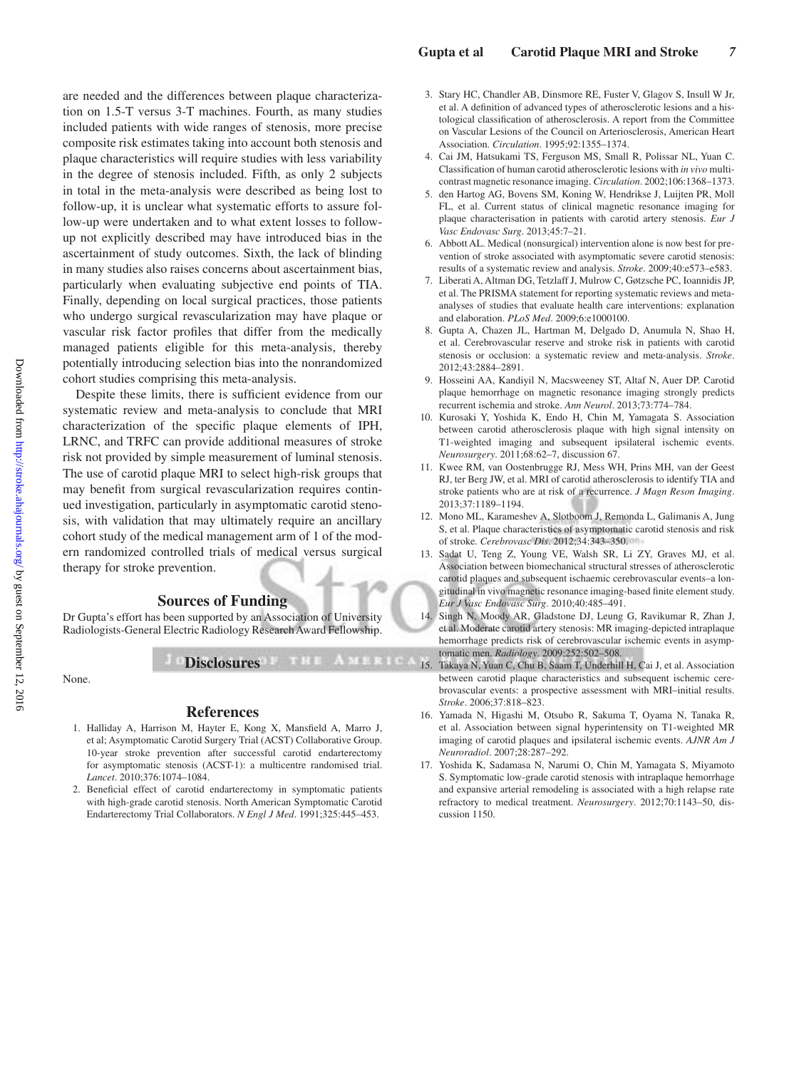are needed and the differences between plaque characterization on 1.5-T versus 3-T machines. Fourth, as many studies included patients with wide ranges of stenosis, more precise composite risk estimates taking into account both stenosis and plaque characteristics will require studies with less variability in the degree of stenosis included. Fifth, as only 2 subjects in total in the meta-analysis were described as being lost to follow-up, it is unclear what systematic efforts to assure follow-up were undertaken and to what extent losses to follow-up not explicitly described may have introduced bias in the ascertainment of study outcomes. Sixth, the lack of blinding in many studies also raises concerns about ascertainment bias, particularly when evaluating subjective end points of TIA. Finally, depending on local surgical practices, those patients who undergo surgical revascularization may have plaque or vascular risk factor profiles that differ from the medically managed patients eligible for this meta-analysis, thereby potentially introducing selection bias into the nonrandomized cohort studies comprising this meta-analysis.

Despite these limits, there is sufficient evidence from our systematic review and meta-analysis to conclude that MRI characterization of the specific plaque elements of IPH, LRNC, and TRFC can provide additional measures of stroke risk not provided by simple measurement of luminal stenosis. The use of carotid plaque MRI to select high-risk groups that may benefit from surgical revascularization requires continued investigation, particularly in asymptomatic carotid stenosis, with validation that may ultimately require an ancillary cohort study of the medical management arm of 1 of the modern randomized controlled trials of medical versus surgical therapy for stroke prevention.

## Sources of Funding

Dr Gupta's effort has been supported by an Association of University Radiologists-General Electric Radiology Research Award Fellowship.

## Disclosures

None.

## References

1. Halliday A, Harrison M, Hayter E, Kong X, Mansfield A, Marro J, et al; Asymptomatic Carotid Surgery Trial (ACST) Collaborative Group. 10-year stroke prevention after successful carotid endarterectomy for asymptomatic stenosis (ACST-1): a multicentre randomised trial. *Lancet*. 2010;376:1074–1084.
2. Beneficial effect of carotid endarterectomy in symptomatic patients with high-grade carotid stenosis. North American Symptomatic Carotid Endarterectomy Trial Collaborators. *N Engl J Med*. 1991;325:445–453.
3. Stary HC, Chandler AB, Dinsmore RE, Fuster V, Glagov S, Insull W Jr, et al. A definition of advanced types of atherosclerotic lesions and a histological classification of atherosclerosis. A report from the Committee on Vascular Lesions of the Council on Arteriosclerosis, American Heart Association. *Circulation*. 1995;92:1355–1374.
4. Cai JM, Hatsukami TS, Ferguson MS, Small R, Polissar NL, Yuan C. Classification of human carotid atherosclerotic lesions with *in vivo* multicontrast magnetic resonance imaging. *Circulation*. 2002;106:1368–1373.
5. den Hartog AG, Bovens SM, Koning W, Hendrikse J, Luijten PR, Moll FL, et al. Current status of clinical magnetic resonance imaging for plaque characterisation in patients with carotid artery stenosis. *Eur J Vasc Endovasc Surg*. 2013;45:7–21.
6. Abbott AL. Medical (nonsurgical) intervention alone is now best for prevention of stroke associated with asymptomatic severe carotid stenosis: results of a systematic review and analysis. *Stroke*. 2009;40:e573–e583.
7. Liberati A, Altman DG, Tetzlaff J, Mulrow C, Gøtzsche PC, Ioannidis JP, et al. The PRISMA statement for reporting systematic reviews and meta-analyses of studies that evaluate health care interventions: explanation and elaboration. *PLoS Med*. 2009;6:e1000100.
8. Gupta A, Chazen JL, Hartman M, Delgado D, Anumula N, Shao H, et al. Cerebrovascular reserve and stroke risk in patients with carotid stenosis or occlusion: a systematic review and meta-analysis. *Stroke*. 2012;43:2884–2891.
9. Hosseini AA, Kandiyil N, Macsweeney ST, Altaf N, Auer DP. Carotid plaque hemorrhage on magnetic resonance imaging strongly predicts recurrent ischemia and stroke. *Ann Neurol*. 2013;73:774–784.
10. Kurosaki Y, Yoshida K, Endo H, Chin M, Yamagata S. Association between carotid atherosclerosis plaque with high signal intensity on T1-weighted imaging and subsequent ipsilateral ischemic events. *Neurosurgery*. 2011;68:62–7, discussion 67.
11. Kwee RM, van Oostenbrugge RJ, Mess WH, Prins MH, van der Geest RJ, ter Berg JW, et al. MRI of carotid atherosclerosis to identify TIA and stroke patients who are at risk of a recurrence. *J Magn Reson Imaging*. 2013;37:1189–1194.
12. Mono ML, Karameshev A, Slotboom J, Remonda L, Galimanis A, Jung S, et al. Plaque characteristics of asymptomatic carotid stenosis and risk of stroke. *Cerebrovasc Dis*. 2012;34:343–350.
13. Sadat U, Teng Z, Young VE, Walsh SR, Li ZY, Graves MJ, et al. Association between biomechanical structural stresses of atherosclerotic carotid plaques and subsequent ischaemic cerebrovascular events–a longitudinal in vivo magnetic resonance imaging-based finite element study. *Eur J Vasc Endovasc Surg*. 2010;40:485–491.
14. Singh N, Moody AR, Gladstone DJ, Leung G, Ravikumar R, Zhan J, et al. Moderate carotid artery stenosis: MR imaging-depicted intraplaque hemorrhage predicts risk of cerebrovascular ischemic events in asymptomatic men. *Radiology*. 2009;252:502–508.
15. Takaya N, Yuan C, Chu B, Saam T, Underhill H, Cai J, et al. Association between carotid plaque characteristics and subsequent ischemic cerebrovascular events: a prospective assessment with MRI–initial results. *Stroke*. 2006;37:818–823.
16. Yamada N, Higashi M, Otsubo R, Sakuma T, Oyama N, Tanaka R, et al. Association between signal hyperintensity on T1-weighted MR imaging of carotid plaques and ipsilateral ischemic events. *AJNR Am J Neuroradiol*. 2007;28:287–292.
17. Yoshida K, Sadamasa N, Narumi O, Chin M, Yamagata S, Miyamoto S. Symptomatic low-grade carotid stenosis with intraplaque hemorrhage and expansive arterial remodeling is associated with a high relapse rate refractory to medical treatment. *Neurosurgery*. 2012;70:1143–50, discussion 1150.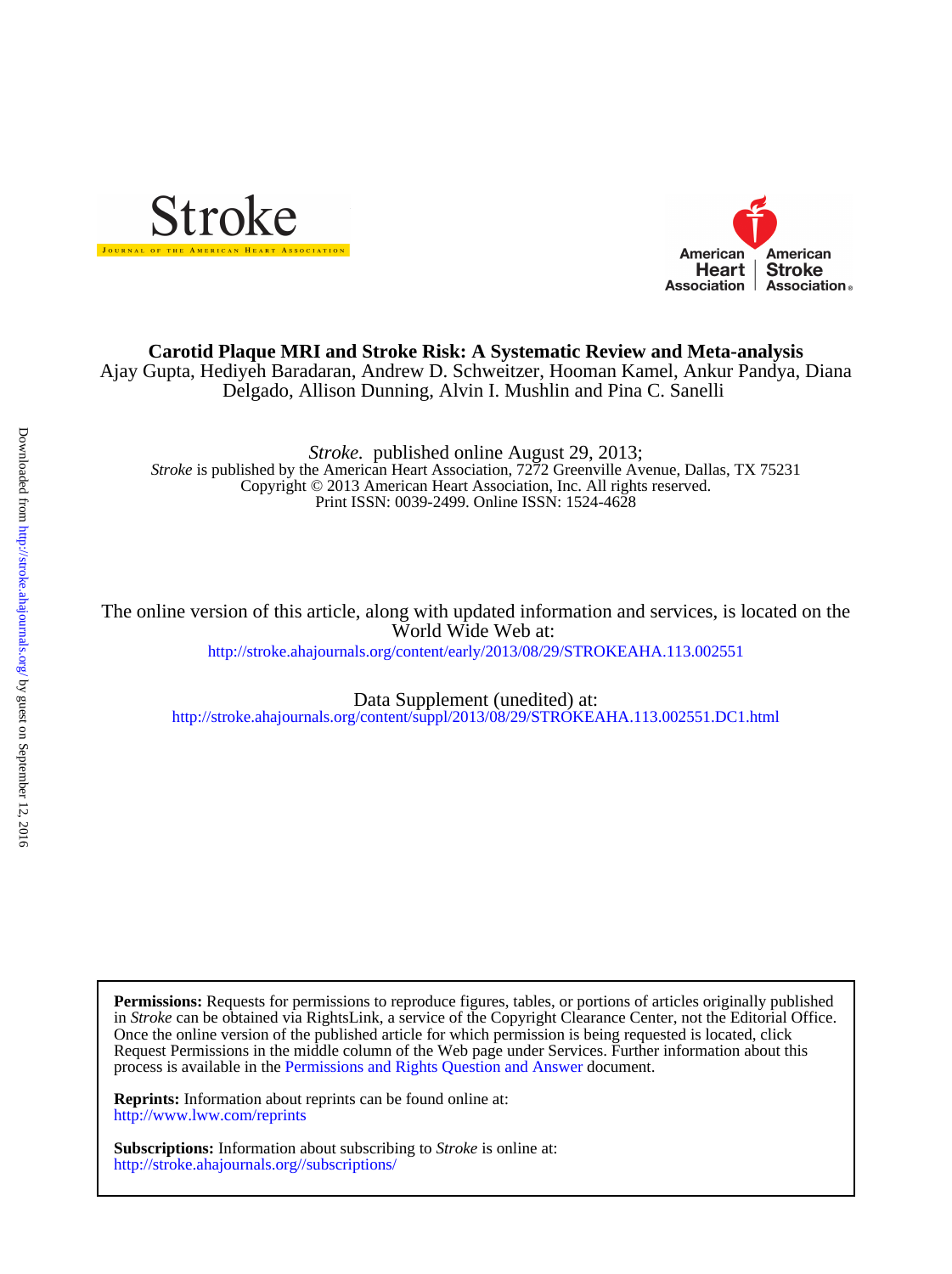Stroke
JOURNAL OF THE AMERICAN HEART ASSOCIATION

American Heart Association | American Stroke Association

**Carotid Plaque MRI and Stroke Risk: A Systematic Review and Meta-analysis**

Ajay Gupta, Hediyeh Baradaran, Andrew D. Schweitzer, Hooman Kamel, Ankur Pandya, Diana Delgado, Allison Dunning, Alvin I. Mushlin and Pina C. Sanelli

*Stroke.* published online August 29, 2013;

*Stroke* is published by the American Heart Association, 7272 Greenville Avenue, Dallas, TX 75231
Copyright © 2013 American Heart Association, Inc. All rights reserved.
Print ISSN: 0039-2499. Online ISSN: 1524-4628

The online version of this article, along with updated information and services, is located on the World Wide Web at:
http://stroke.ahajournals.org/content/early/2013/08/29/STROKEAHA.113.002551

Data Supplement (unedited) at:
http://stroke.ahajournals.org/content/suppl/2013/08/29/STROKEAHA.113.002551.DC1.html

**Permissions:** Requests for permissions to reproduce figures, tables, or portions of articles originally published in *Stroke* can be obtained via RightsLink, a service of the Copyright Clearance Center, not the Editorial Office. Once the online version of the published article for which permission is being requested is located, click Request Permissions in the middle column of the Web page under Services. Further information about this process is available in the Permissions and Rights Question and Answer document.

**Reprints:** Information about reprints can be found online at:
http://www.lww.com/reprints

**Subscriptions:** Information about subscribing to *Stroke* is online at:
http://stroke.ahajournals.org//subscriptions/

Downloaded from http://stroke.ahajournals.org/ by guest on September 12, 2016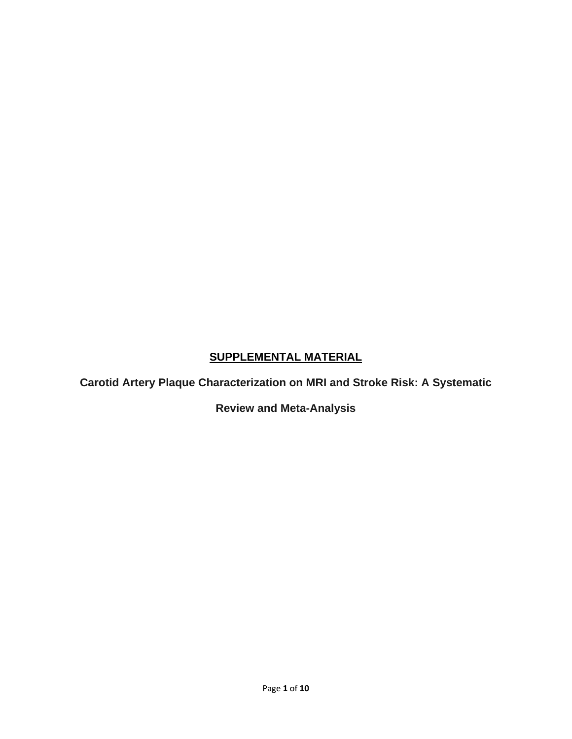## SUPPLEMENTAL MATERIAL

**Carotid Artery Plaque Characterization on MRI and Stroke Risk: A Systematic Review and Meta-Analysis**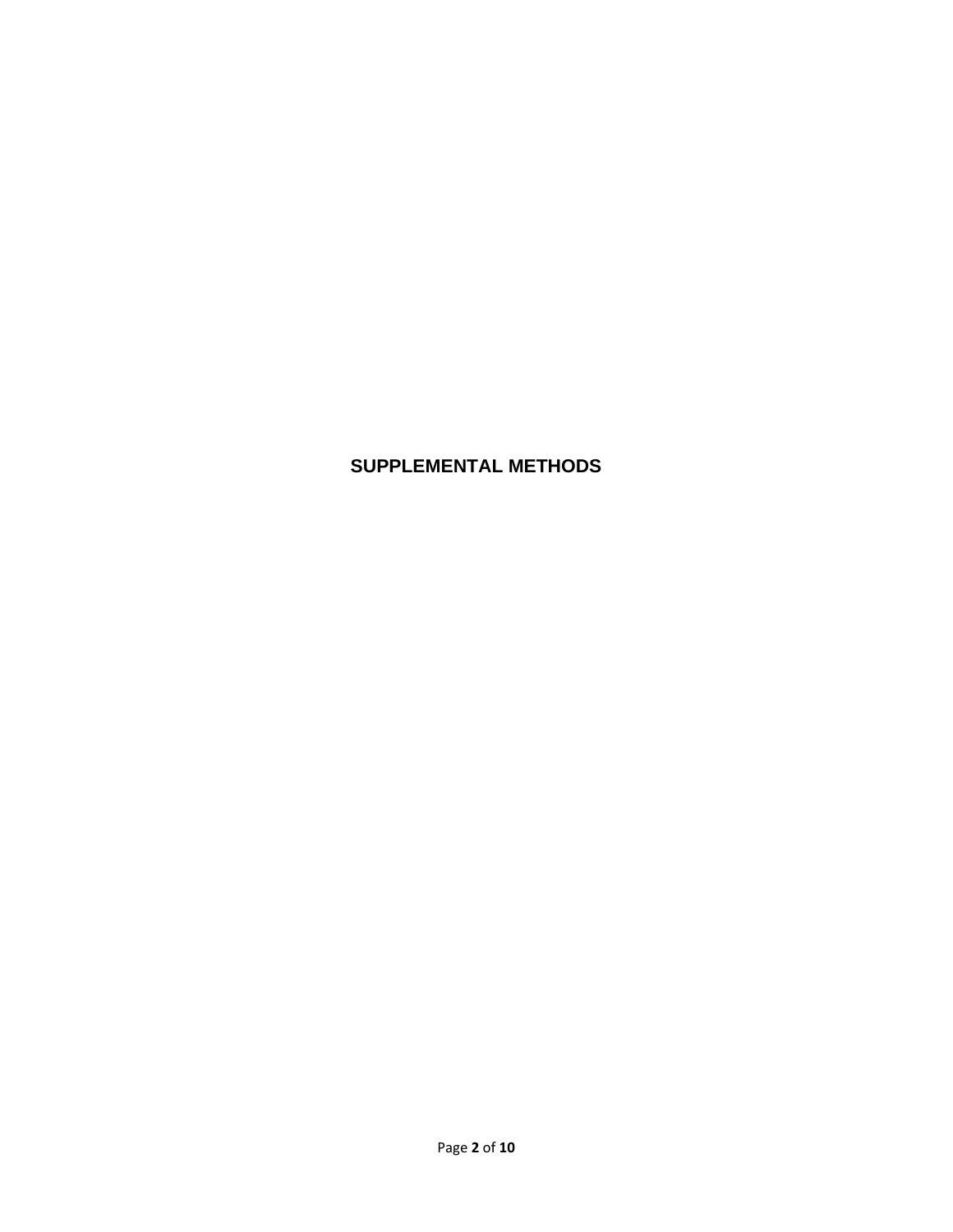# SUPPLEMENTAL METHODS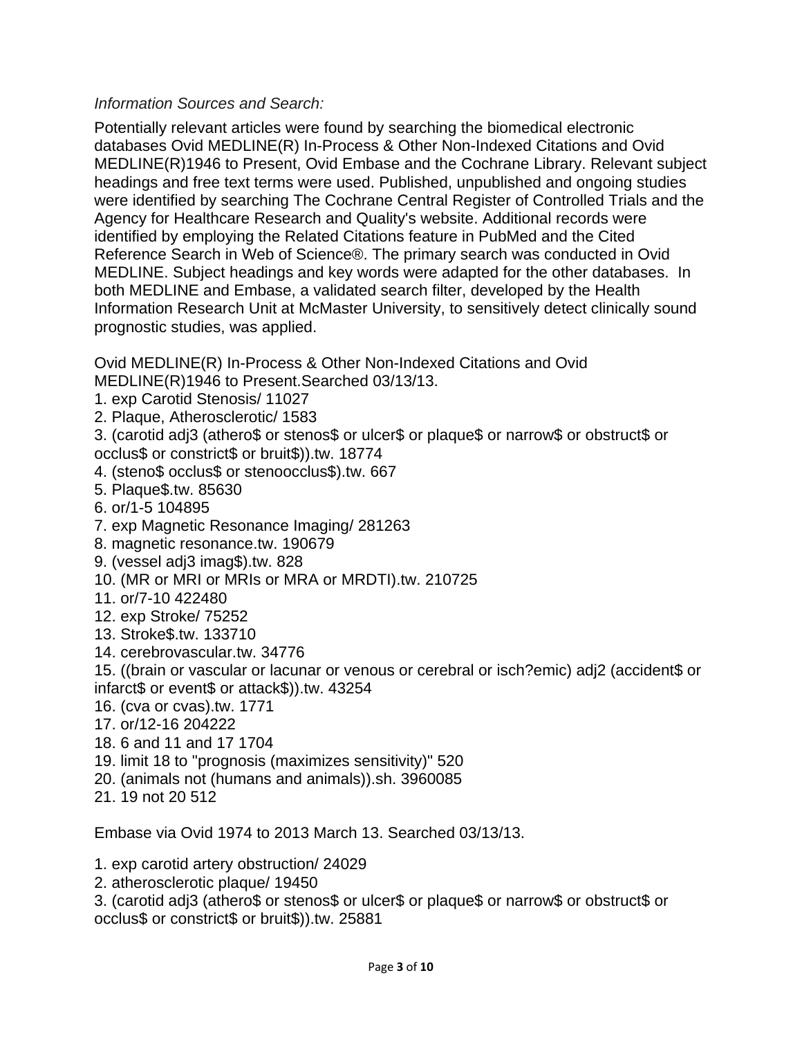*Information Sources and Search:*

Potentially relevant articles were found by searching the biomedical electronic databases Ovid MEDLINE(R) In-Process & Other Non-Indexed Citations and Ovid MEDLINE(R)1946 to Present, Ovid Embase and the Cochrane Library. Relevant subject headings and free text terms were used. Published, unpublished and ongoing studies were identified by searching The Cochrane Central Register of Controlled Trials and the Agency for Healthcare Research and Quality's website. Additional records were identified by employing the Related Citations feature in PubMed and the Cited Reference Search in Web of Science®. The primary search was conducted in Ovid MEDLINE. Subject headings and key words were adapted for the other databases. In both MEDLINE and Embase, a validated search filter, developed by the Health Information Research Unit at McMaster University, to sensitively detect clinically sound prognostic studies, was applied.

Ovid MEDLINE(R) In-Process & Other Non-Indexed Citations and Ovid MEDLINE(R)1946 to Present.Searched 03/13/13.

1. exp Carotid Stenosis/ 11027
2. Plaque, Atherosclerotic/ 1583
3. (carotid adj3 (athero$ or stenos$ or ulcer$ or plaque$ or narrow$ or obstruct$ or occlus$ or constrict$ or bruit$)).tw. 18774
4. (steno$ occlus$ or stenoocclus$).tw. 667
5. Plaque$.tw. 85630
6. or/1-5 104895
7. exp Magnetic Resonance Imaging/ 281263
8. magnetic resonance.tw. 190679
9. (vessel adj3 imag$).tw. 828
10. (MR or MRI or MRIs or MRA or MRDTI).tw. 210725
11. or/7-10 422480
12. exp Stroke/ 75252
13. Stroke$.tw. 133710
14. cerebrovascular.tw. 34776
15. ((brain or vascular or lacunar or venous or cerebral or isch?emic) adj2 (accident$ or infarct$ or event$ or attack$)).tw. 43254
16. (cva or cvas).tw. 1771
17. or/12-16 204222
18. 6 and 11 and 17 1704
19. limit 18 to "prognosis (maximizes sensitivity)" 520
20. (animals not (humans and animals)).sh. 3960085
21. 19 not 20 512

Embase via Ovid 1974 to 2013 March 13. Searched 03/13/13.

1. exp carotid artery obstruction/ 24029
2. atherosclerotic plaque/ 19450
3. (carotid adj3 (athero$ or stenos$ or ulcer$ or plaque$ or narrow$ or obstruct$ or occlus$ or constrict$ or bruit$)).tw. 25881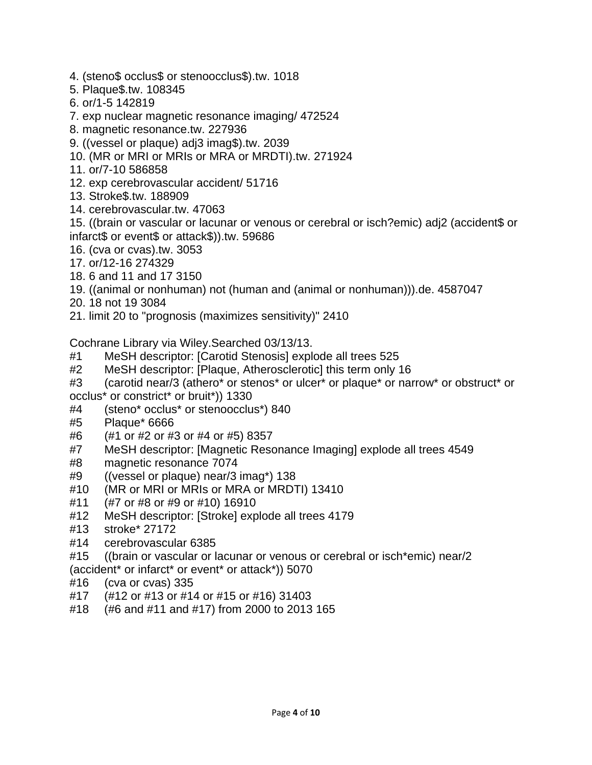4. (steno$ occlus$ or stenoocclus$).tw. 1018
5. Plaque$.tw. 108345
6. or/1-5 142819
7. exp nuclear magnetic resonance imaging/ 472524
8. magnetic resonance.tw. 227936
9. ((vessel or plaque) adj3 imag$).tw. 2039
10. (MR or MRI or MRIs or MRA or MRDTI).tw. 271924
11. or/7-10 586858
12. exp cerebrovascular accident/ 51716
13. Stroke$.tw. 188909
14. cerebrovascular.tw. 47063
15. ((brain or vascular or lacunar or venous or cerebral or isch?emic) adj2 (accident$ or infarct$ or event$ or attack$)).tw. 59686
16. (cva or cvas).tw. 3053
17. or/12-16 274329
18. 6 and 11 and 17 3150
19. ((animal or nonhuman) not (human and (animal or nonhuman))).de. 4587047
20. 18 not 19 3084
21. limit 20 to "prognosis (maximizes sensitivity)" 2410

Cochrane Library via Wiley.Searched 03/13/13.

#1 MeSH descriptor: [Carotid Stenosis] explode all trees 525
#2 MeSH descriptor: [Plaque, Atherosclerotic] this term only 16
#3 (carotid near/3 (athero* or stenos* or ulcer* or plaque* or narrow* or obstruct* or occlus* or constrict* or bruit*)) 1330
#4 (steno* occlus* or stenoocclus*) 840
#5 Plaque* 6666
#6 (#1 or #2 or #3 or #4 or #5) 8357
#7 MeSH descriptor: [Magnetic Resonance Imaging] explode all trees 4549
#8 magnetic resonance 7074
#9 ((vessel or plaque) near/3 imag*) 138
#10 (MR or MRI or MRIs or MRA or MRDTI) 13410
#11 (#7 or #8 or #9 or #10) 16910
#12 MeSH descriptor: [Stroke] explode all trees 4179
#13 stroke* 27172
#14 cerebrovascular 6385
#15 ((brain or vascular or lacunar or venous or cerebral or isch*emic) near/2 (accident* or infarct* or event* or attack*)) 5070
#16 (cva or cvas) 335
#17 (#12 or #13 or #14 or #15 or #16) 31403
#18 (#6 and #11 and #17) from 2000 to 2013 165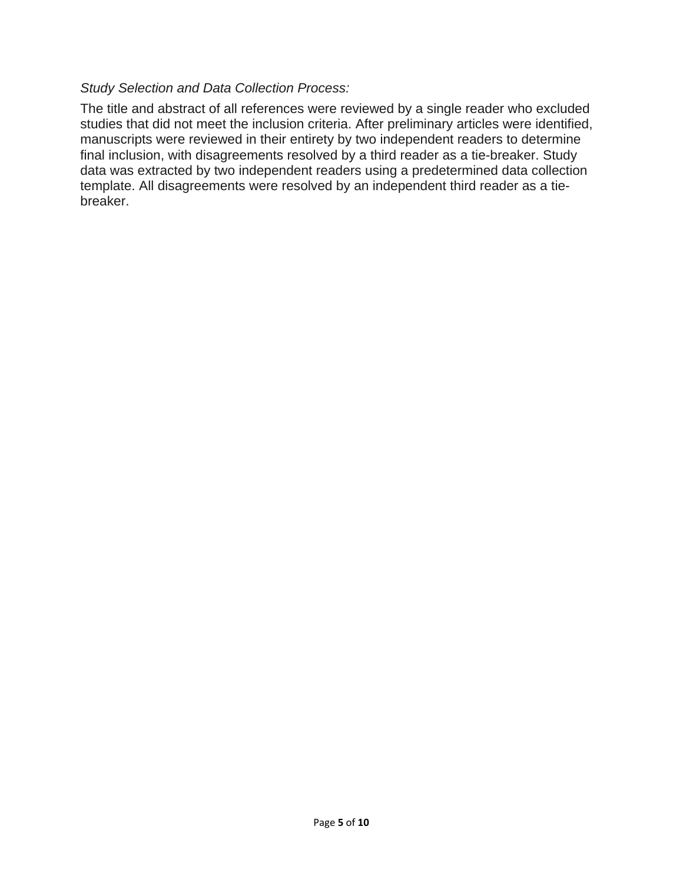*Study Selection and Data Collection Process:*

The title and abstract of all references were reviewed by a single reader who excluded studies that did not meet the inclusion criteria. After preliminary articles were identified, manuscripts were reviewed in their entirety by two independent readers to determine final inclusion, with disagreements resolved by a third reader as a tie-breaker. Study data was extracted by two independent readers using a predetermined data collection template. All disagreements were resolved by an independent third reader as a tie-breaker.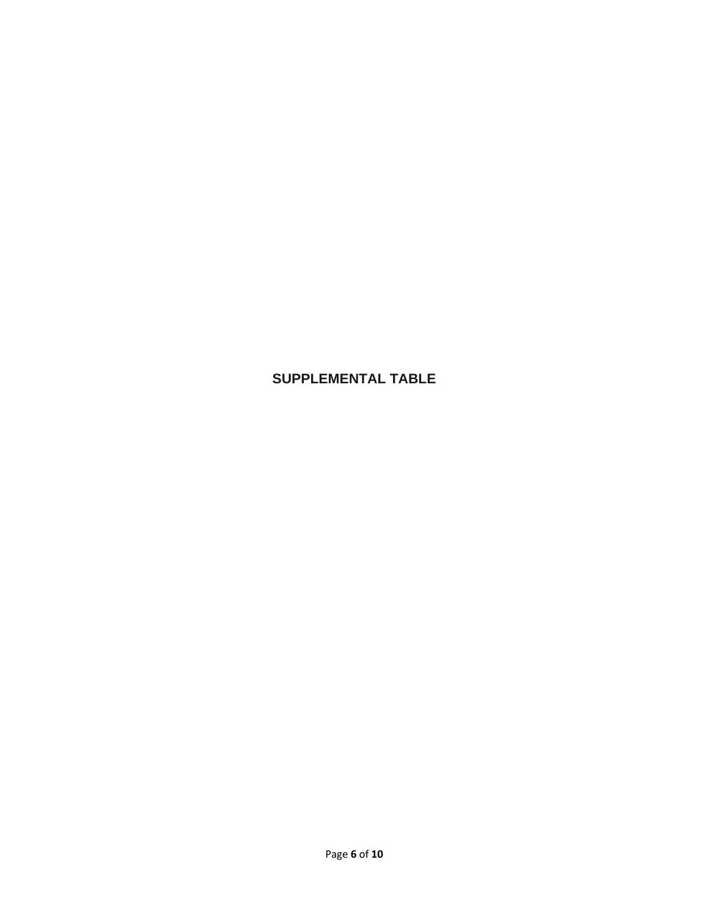# SUPPLEMENTAL TABLE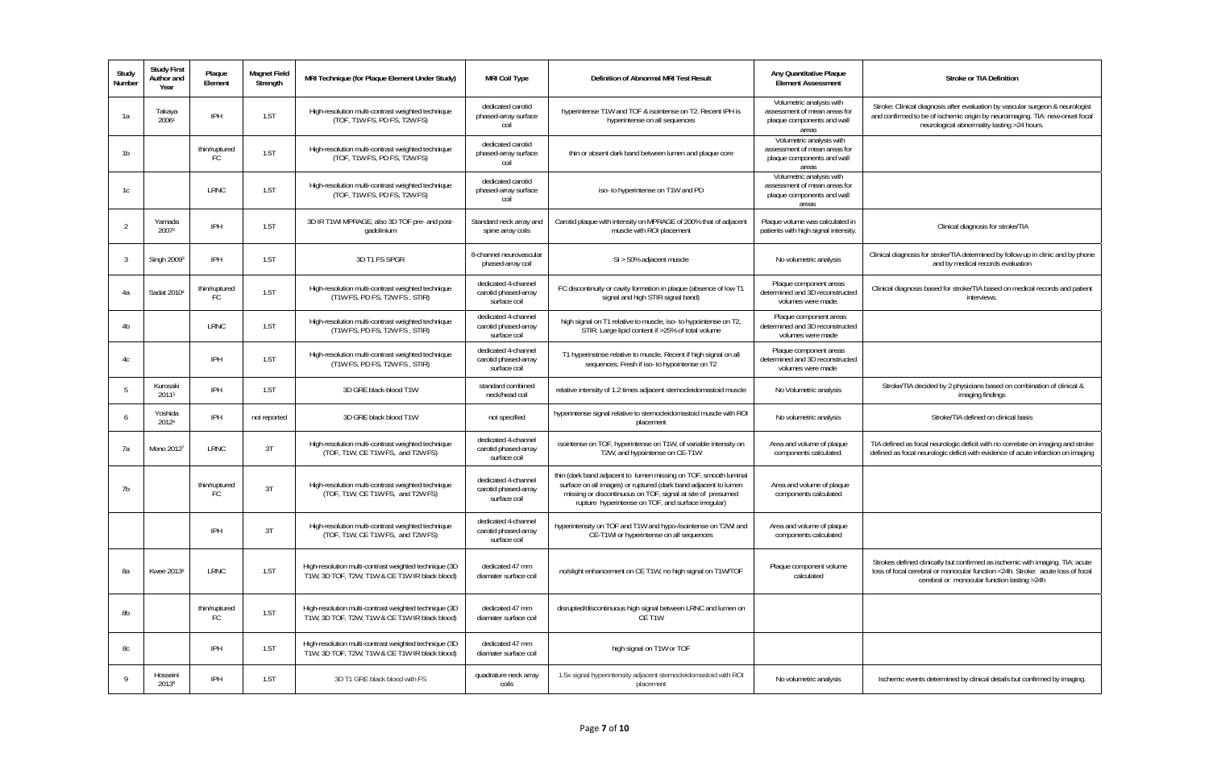| Study Number | Study First Author and Year | Plaque Element | Magnet Field Strength | MRI Technique (for Plaque Element Under Study) | MRI Coil Type | Definition of Abnormal MRI Test Result | Any Quantitative Plaque Element Assessment | Stroke or TIA Definition |
|---|---|---|---|---|---|---|---|---|
| 1a | Takaya 2006[1] | IPH | 1.5T | High-resolution multi-contrast weighted technique (TOF, T1W FS, PD FS, T2W FS) | dedicated carotid phased-array surface coil | hyperintense T1W and TOF & isointense on T2. Recent IPH is hyperintense on all sequences | Volumetric analysis with assessment of mean areas for plaque components and wall areas | Stroke: Clinical diagnosis after evaluation by vascular surgeon & neurologist and confirmed to be of ischemic origin by neuroimaging. TIA: new-onset focal neurological abnormality lasting >24 hours. |
| 1b | | thin/ruptured FC | 1.5T | High-resolution multi-contrast weighted technique (TOF, T1W FS, PD FS, T2W FS) | dedicated carotid phased-array surface coil | thin or absent dark band between lumen and plaque core | Volumetric analysis with assessment of mean areas for plaque components and wall areas | |
| 1c | | LRNC | 1.5T | High-resolution multi-contrast weighted technique (TOF, T1W FS, PD FS, T2W FS) | dedicated carotid phased-array surface coil | iso- to hyperintense on T1W and PD | Volumetric analysis with assessment of mean areas for plaque components and wall areas | |
| 2 | Yamada 2007[2] | IPH | 1.5T | 3D IR T1WI MPRAGE; also 3D TOF pre- and post-gadolinium | Standard neck array and spine array coils | Carotid plaque with intensity on MPRAGE of 200% that of adjacent muscle with ROI placement | Plaque volume was calculated in patients with high signal intensity. | Clinical diagnosis for stroke/TIA |
| 3 | Singh 2009[3] | IPH | 1.5T | 3D T1 FS SPGR | 8-channel neurovascular phased-array coil | SI > 50% adjacent muscle | No volumetric analysis | Clinical diagnosis for stroke/TIA determined by follow up in clinic and by phone and by medical records evaluation |
| 4a | Sadat 2010[4] | thin/ruptured FC | 1.5T | High-resolution multi-contrast weighted technique (T1W FS, PD FS, T2W FS , STIR) | dedicated 4-channel carotid phased-array surface coil | FC discontinuity or cavity formation in plaque (absence of low T1 signal and high STIR signal band) | Plaque component areas determined and 3D reconstructed volumes were made. | Clinical diagnosis based for stroke/TIA based on medical records and patient interviews. |
| 4b | | LRNC | 1.5T | High-resolution multi-contrast weighted technique (T1W FS, PD FS, T2W FS , STIR) | dedicated 4-channel carotid phased-array surface coil | high signal on T1 relative to muscle, iso- to hypointense on T2, STIR. Large lipid content if >25% of total volume | Plaque component areas determined and 3D reconstructed volumes were made | |
| 4c | | IPH | 1.5T | High-resolution multi-contrast weighted technique (T1W FS, PD FS, T2W FS , STIR) | dedicated 4-channel carotid phased-array surface coil | T1 hyperinstnse relative to muscle. Recent if high signal on all sequences; Fresh if iso- to hypointense on T2 | Plaque component areas determined and 3D reconstructed volumes were made | |
| 5 | Kurosaki 2011[5] | IPH | 1.5T | 3D GRE black-blood T1W | standard combined neck/head coil | relative intensity of 1.2 times adjacent sternocleidomastoid muscle | No Volumetric analysis | Stroke/TIA decided by 2 physicians based on combination of clinical & imaging findings |
| 6 | Yoshida 2012[6] | IPH | not reported | 3D GRE black blood T1W | not specified | hyperintense signal relative to sternocleidomastoid muscle with ROI placement | No volumetric analysis | Stroke/TIA defined on clinical basis |
| 7a | Mono 2012[7] | LRNC | 3T | High-resolution multi-contrast weighted technique (TOF, T1W, CE T1W FS, and T2W FS) | dedicated 4-channel carotid phased-array surface coil | isointense on TOF, hyperintense on T1W, of variable intensity on T2W, and hypointense on CE-T1W | Area and volume of plaque components calculated. | TIA defined as focal neurologic deficit with no correlate on imaging and stroke defined as focal neurologic deficit with evidence of acute infarction on imaging |
| 7b | | thin/ruptured FC | 3T | High-resolution multi-contrast weighted technique (TOF, T1W, CE T1W FS, and T2W FS) | dedicated 4-channel carotid phased-array surface coil | thin (dark band adjacent to lumen missing on TOF, smooth luminal surface on all images) or ruptured (dark band adjacent to lumen missing or discontinuous on TOF, signal at site of presumed rupture hyperintense on TOF, and surface irregular) | Area and volume of plaque components calculated | |
| | | IPH | 3T | High-resolution multi-contrast weighted technique (TOF, T1W, CE T1W FS, and T2W FS) | dedicated 4-channel carotid phased-array surface coil | hyperintensity on TOF and T1W and hypo-/isointense on T2WI and CE-T1WI or hyperintense on all sequences | Area and volume of plaque components calculated | |
| 8a | Kwee 2013[8] | LRNC | 1.5T | High-resolution multi-contrast weighted technique (3D T1W, 3D TOF, T2W, T1W & CE T1W IR black blood) | dedicated 47 mm diameter surface coil | no/slight enhancement on CE T1W, no high signal on T1W/TOF | Plaque component volume calculated | Strokes defined clinically but confirmed as ischemic with imaging. TIA: acute loss of focal cerebral or monocular function <24h. Stroke: acute loss of focal cerebral or monocular function lasting >24h |
| 8b | | thin/ruptured FC | 1.5T | High-resolution multi-contrast weighted technique (3D T1W, 3D TOF, T2W, T1W & CE T1W IR black blood) | dedicated 47 mm diameter surface coil | disrupted/discontinuous high signal between LRNC and lumen on CE T1W | | |
| 8c | | IPH | 1.5T | High-resolution multi-contrast weighted technique (3D T1W, 3D TOF, T2W, T1W & CE T1W IR black blood) | dedicated 47 mm diameter surface coil | high signal on T1W or TOF | | |
| 9 | Hosseini 2013[9] | IPH | 1.5T | 3D T1 GRE black blood with FS | quadrature neck array coils | 1.5x signal hyperintensity adjacent sternocleidomastoid with ROI placement | No volumetric analysis | Ischemic events determined by clinical details but confirmed by imaging. |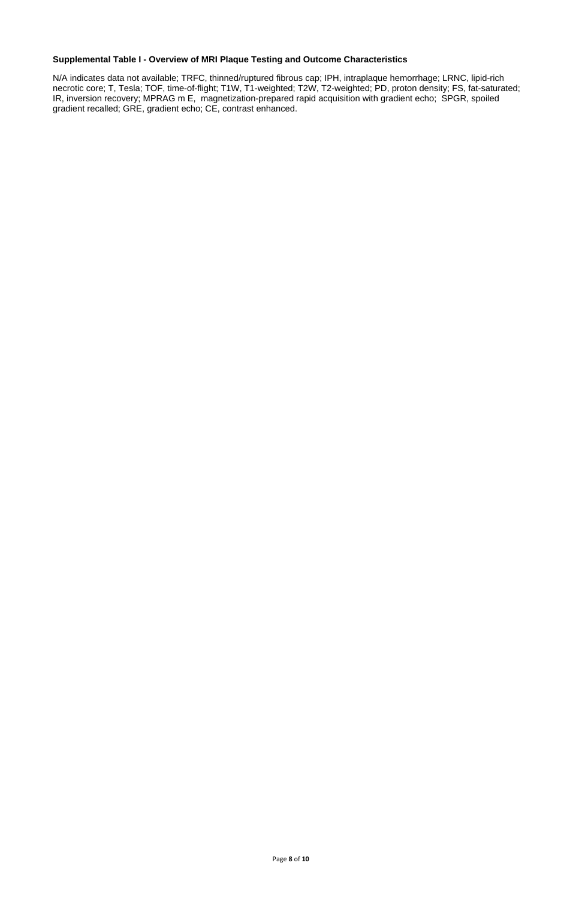**Supplemental Table I - Overview of MRI Plaque Testing and Outcome Characteristics**

N/A indicates data not available; TRFC, thinned/ruptured fibrous cap; IPH, intraplaque hemorrhage; LRNC, lipid-rich necrotic core; T, Tesla; TOF, time-of-flight; T1W, T1-weighted; T2W, T2-weighted; PD, proton density; FS, fat-saturated; IR, inversion recovery; MPRAG m E, magnetization-prepared rapid acquisition with gradient echo; SPGR, spoiled gradient recalled; GRE, gradient echo; CE, contrast enhanced.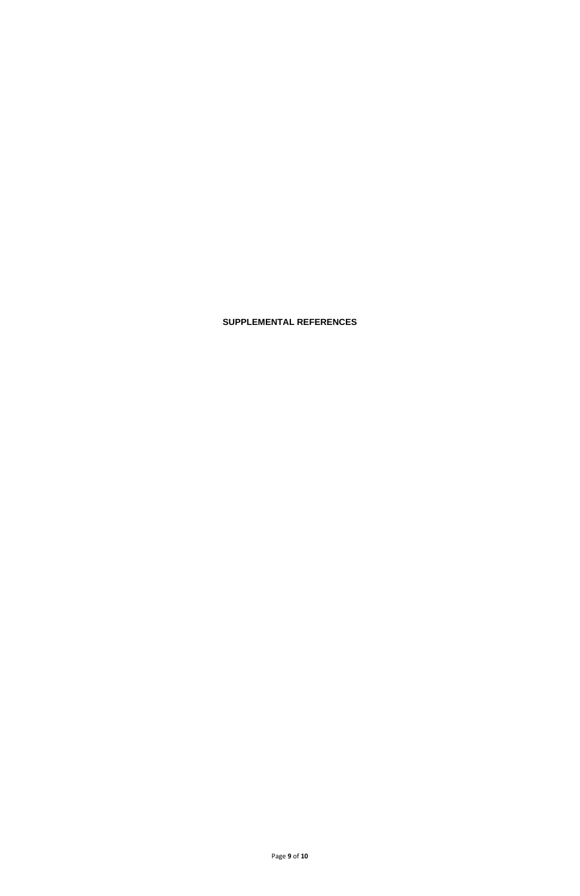# SUPPLEMENTAL REFERENCES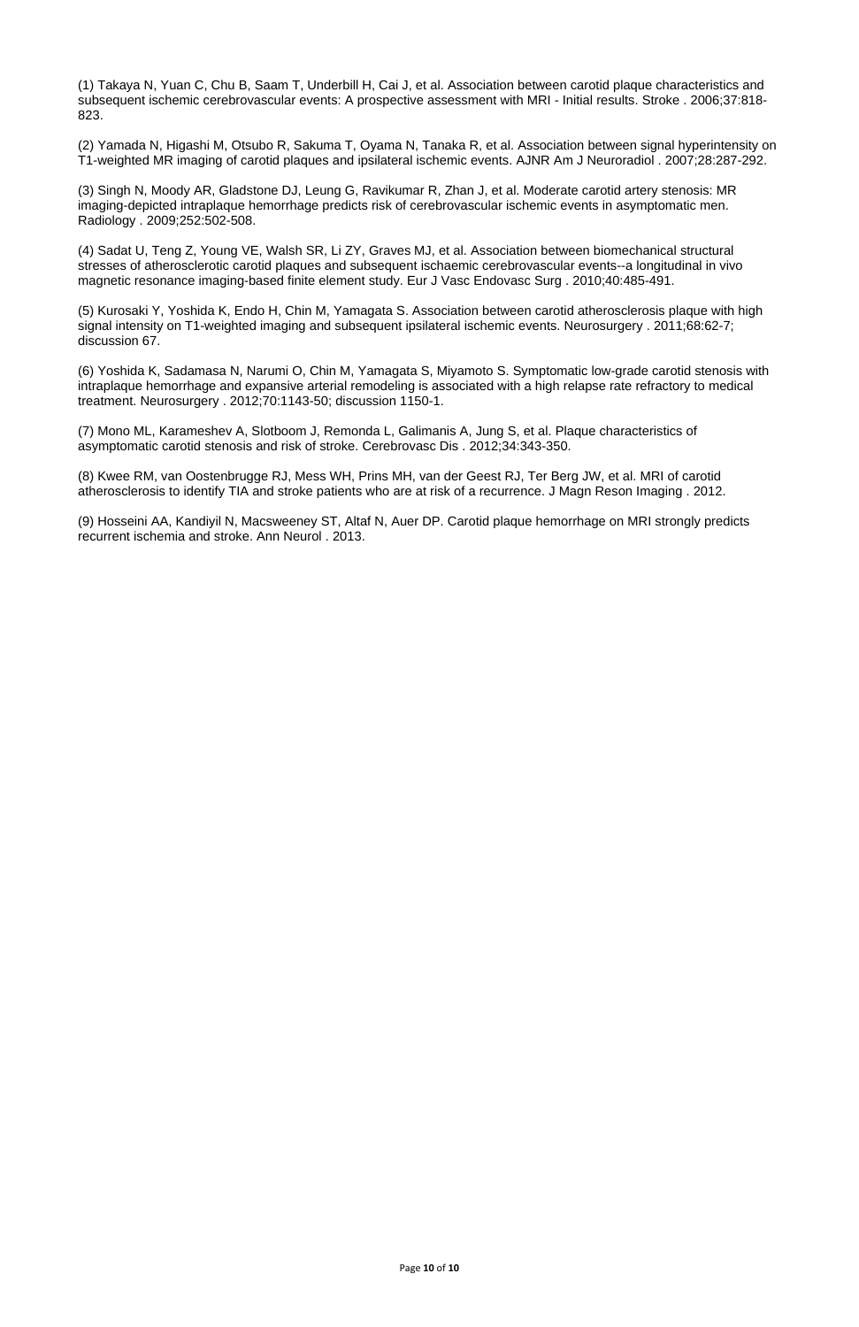(1) Takaya N, Yuan C, Chu B, Saam T, Underbill H, Cai J, et al. Association between carotid plaque characteristics and subsequent ischemic cerebrovascular events: A prospective assessment with MRI - Initial results. Stroke . 2006;37:818-823.

(2) Yamada N, Higashi M, Otsubo R, Sakuma T, Oyama N, Tanaka R, et al. Association between signal hyperintensity on T1-weighted MR imaging of carotid plaques and ipsilateral ischemic events. AJNR Am J Neuroradiol . 2007;28:287-292.

(3) Singh N, Moody AR, Gladstone DJ, Leung G, Ravikumar R, Zhan J, et al. Moderate carotid artery stenosis: MR imaging-depicted intraplaque hemorrhage predicts risk of cerebrovascular ischemic events in asymptomatic men. Radiology . 2009;252:502-508.

(4) Sadat U, Teng Z, Young VE, Walsh SR, Li ZY, Graves MJ, et al. Association between biomechanical structural stresses of atherosclerotic carotid plaques and subsequent ischaemic cerebrovascular events--a longitudinal in vivo magnetic resonance imaging-based finite element study. Eur J Vasc Endovasc Surg . 2010;40:485-491.

(5) Kurosaki Y, Yoshida K, Endo H, Chin M, Yamagata S. Association between carotid atherosclerosis plaque with high signal intensity on T1-weighted imaging and subsequent ipsilateral ischemic events. Neurosurgery . 2011;68:62-7; discussion 67.

(6) Yoshida K, Sadamasa N, Narumi O, Chin M, Yamagata S, Miyamoto S. Symptomatic low-grade carotid stenosis with intraplaque hemorrhage and expansive arterial remodeling is associated with a high relapse rate refractory to medical treatment. Neurosurgery . 2012;70:1143-50; discussion 1150-1.

(7) Mono ML, Karameshev A, Slotboom J, Remonda L, Galimanis A, Jung S, et al. Plaque characteristics of asymptomatic carotid stenosis and risk of stroke. Cerebrovasc Dis . 2012;34:343-350.

(8) Kwee RM, van Oostenbrugge RJ, Mess WH, Prins MH, van der Geest RJ, Ter Berg JW, et al. MRI of carotid atherosclerosis to identify TIA and stroke patients who are at risk of a recurrence. J Magn Reson Imaging . 2012.

(9) Hosseini AA, Kandiyil N, Macsweeney ST, Altaf N, Auer DP. Carotid plaque hemorrhage on MRI strongly predicts recurrent ischemia and stroke. Ann Neurol . 2013.